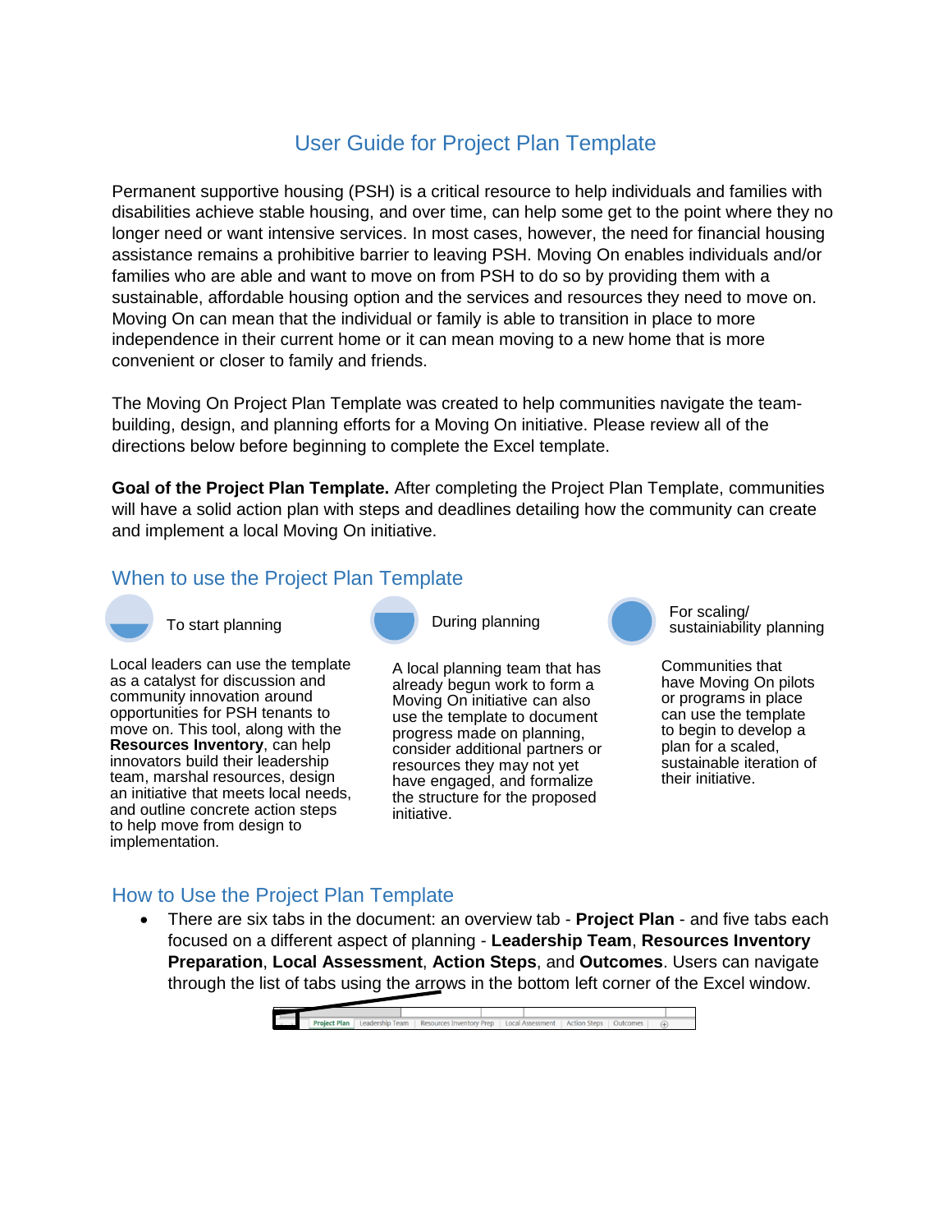# User Guide for Project Plan Template

Permanent supportive housing (PSH) is a critical resource to help individuals and families with disabilities achieve stable housing, and over time, can help some get to the point where they no longer need or want intensive services. In most cases, however, the need for financial housing assistance remains a prohibitive barrier to leaving PSH. Moving On enables individuals and/or families who are able and want to move on from PSH to do so by providing them with a sustainable, affordable housing option and the services and resources they need to move on. Moving On can mean that the individual or family is able to transition in place to more independence in their current home or it can mean moving to a new home that is more convenient or closer to family and friends.

The Moving On Project Plan Template was created to help communities navigate the team-building, design, and planning efforts for a Moving On initiative. Please review all of the directions below before beginning to complete the Excel template.

**Goal of the Project Plan Template.** After completing the Project Plan Template, communities will have a solid action plan with steps and deadlines detailing how the community can create and implement a local Moving On initiative.

## When to use the Project Plan Template

**To start planning**

Local leaders can use the template as a catalyst for discussion and community innovation around opportunities for PSH tenants to move on. This tool, along with the **Resources Inventory**, can help innovators build their leadership team, marshal resources, design an initiative that meets local needs, and outline concrete action steps to help move from design to implementation.

**During planning**

A local planning team that has already begun work to form a Moving On initiative can also use the template to document progress made on planning, consider additional partners or resources they may not yet have engaged, and formalize the structure for the proposed initiative.

**For scaling/ sustainiability planning**

Communities that have Moving On pilots or programs in place can use the template to begin to develop a plan for a scaled, sustainable iteration of their initiative.

## How to Use the Project Plan Template

- There are six tabs in the document: an overview tab - **Project Plan** - and five tabs each focused on a different aspect of planning - **Leadership Team**, **Resources Inventory Preparation**, **Local Assessment**, **Action Steps**, and **Outcomes**. Users can navigate through the list of tabs using the arrows in the bottom left corner of the Excel window.

Project Plan | Leadership Team | Resources Inventory Prep | Local Assessment | Action Steps | Outcomes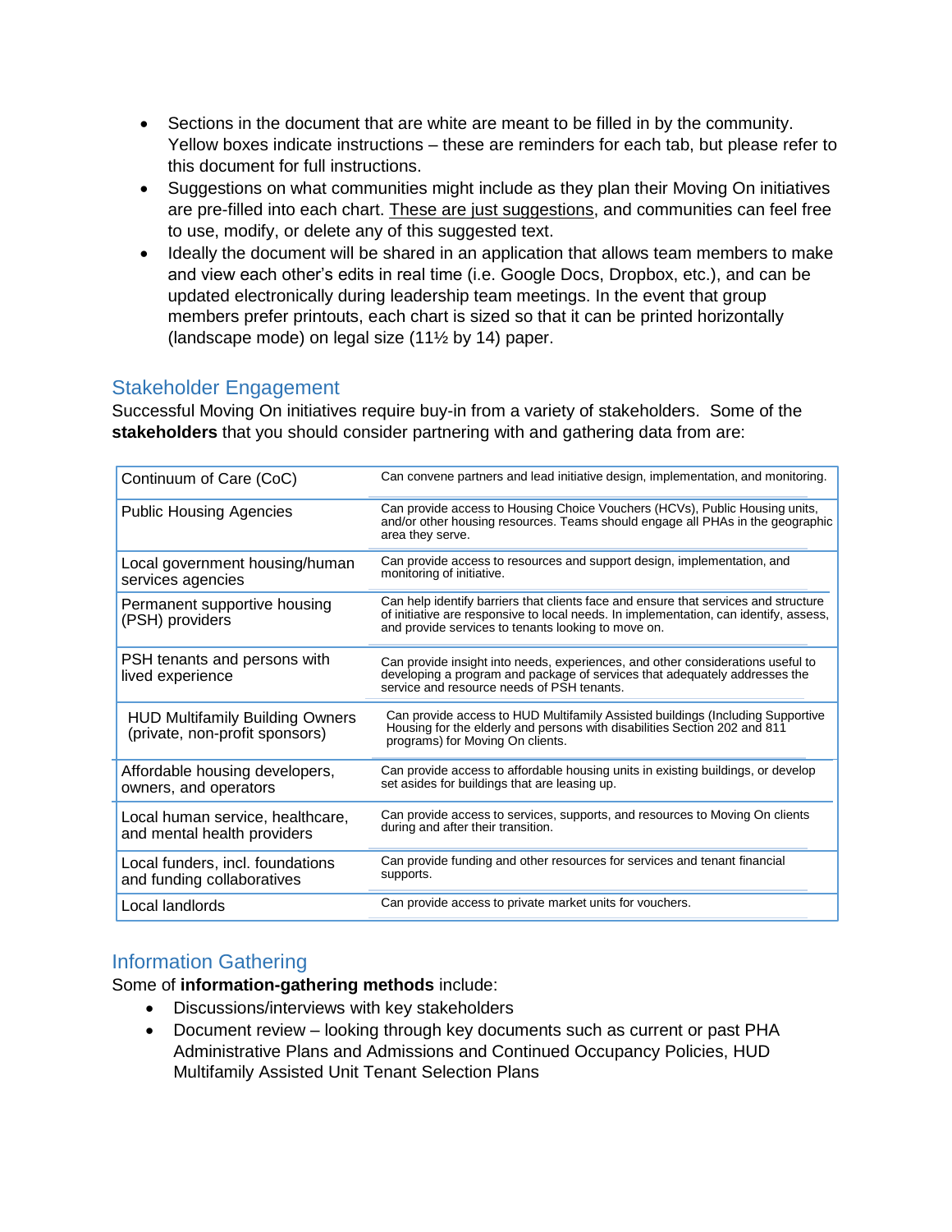- Sections in the document that are white are meant to be filled in by the community. Yellow boxes indicate instructions – these are reminders for each tab, but please refer to this document for full instructions.
- Suggestions on what communities might include as they plan their Moving On initiatives are pre-filled into each chart. <u>These are just suggestions</u>, and communities can feel free to use, modify, or delete any of this suggested text.
- Ideally the document will be shared in an application that allows team members to make and view each other's edits in real time (i.e. Google Docs, Dropbox, etc.), and can be updated electronically during leadership team meetings. In the event that group members prefer printouts, each chart is sized so that it can be printed horizontally (landscape mode) on legal size (11½ by 14) paper.

## Stakeholder Engagement

Successful Moving On initiatives require buy-in from a variety of stakeholders. Some of the **stakeholders** that you should consider partnering with and gathering data from are:

| | |
|---|---|
| Continuum of Care (CoC) | Can convene partners and lead initiative design, implementation, and monitoring. |
| Public Housing Agencies | Can provide access to Housing Choice Vouchers (HCVs), Public Housing units, and/or other housing resources. Teams should engage all PHAs in the geographic area they serve. |
| Local government housing/human services agencies | Can provide access to resources and support design, implementation, and monitoring of initiative. |
| Permanent supportive housing (PSH) providers | Can help identify barriers that clients face and ensure that services and structure of initiative are responsive to local needs. In implementation, can identify, assess, and provide services to tenants looking to move on. |
| PSH tenants and persons with lived experience | Can provide insight into needs, experiences, and other considerations useful to developing a program and package of services that adequately addresses the service and resource needs of PSH tenants. |
| HUD Multifamily Building Owners (private, non-profit sponsors) | Can provide access to HUD Multifamily Assisted buildings (Including Supportive Housing for the elderly and persons with disabilities Section 202 and 811 programs) for Moving On clients. |
| Affordable housing developers, owners, and operators | Can provide access to affordable housing units in existing buildings, or develop set asides for buildings that are leasing up. |
| Local human service, healthcare, and mental health providers | Can provide access to services, supports, and resources to Moving On clients during and after their transition. |
| Local funders, incl. foundations and funding collaboratives | Can provide funding and other resources for services and tenant financial supports. |
| Local landlords | Can provide access to private market units for vouchers. |

## Information Gathering

Some of **information-gathering methods** include:

- Discussions/interviews with key stakeholders
- Document review – looking through key documents such as current or past PHA Administrative Plans and Admissions and Continued Occupancy Policies, HUD Multifamily Assisted Unit Tenant Selection Plans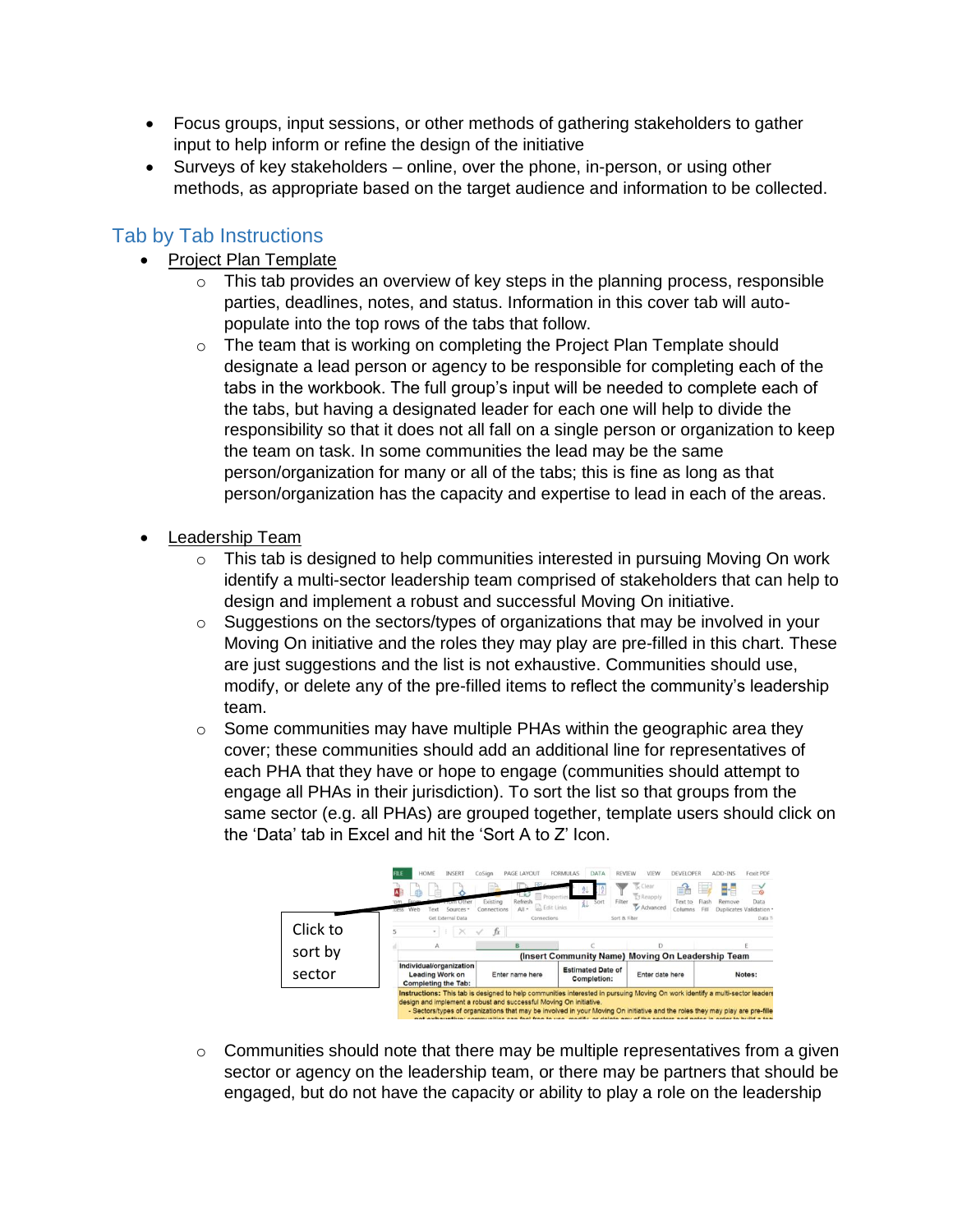- Focus groups, input sessions, or other methods of gathering stakeholders to gather input to help inform or refine the design of the initiative
- Surveys of key stakeholders – online, over the phone, in-person, or using other methods, as appropriate based on the target audience and information to be collected.

## Tab by Tab Instructions

- Project Plan Template
  - This tab provides an overview of key steps in the planning process, responsible parties, deadlines, notes, and status. Information in this cover tab will auto-populate into the top rows of the tabs that follow.
  - The team that is working on completing the Project Plan Template should designate a lead person or agency to be responsible for completing each of the tabs in the workbook. The full group's input will be needed to complete each of the tabs, but having a designated leader for each one will help to divide the responsibility so that it does not all fall on a single person or organization to keep the team on task. In some communities the lead may be the same person/organization for many or all of the tabs; this is fine as long as that person/organization has the capacity and expertise to lead in each of the areas.

- Leadership Team
  - This tab is designed to help communities interested in pursuing Moving On work identify a multi-sector leadership team comprised of stakeholders that can help to design and implement a robust and successful Moving On initiative.
  - Suggestions on the sectors/types of organizations that may be involved in your Moving On initiative and the roles they may play are pre-filled in this chart. These are just suggestions and the list is not exhaustive. Communities should use, modify, or delete any of the pre-filled items to reflect the community's leadership team.
  - Some communities may have multiple PHAs within the geographic area they cover; these communities should add an additional line for representatives of each PHA that they have or hope to engage (communities should attempt to engage all PHAs in their jurisdiction). To sort the list so that groups from the same sector (e.g. all PHAs) are grouped together, template users should click on the 'Data' tab in Excel and hit the 'Sort A to Z' Icon.

Click to sort by sector

  - Communities should note that there may be multiple representatives from a given sector or agency on the leadership team, or there may be partners that should be engaged, but do not have the capacity or ability to play a role on the leadership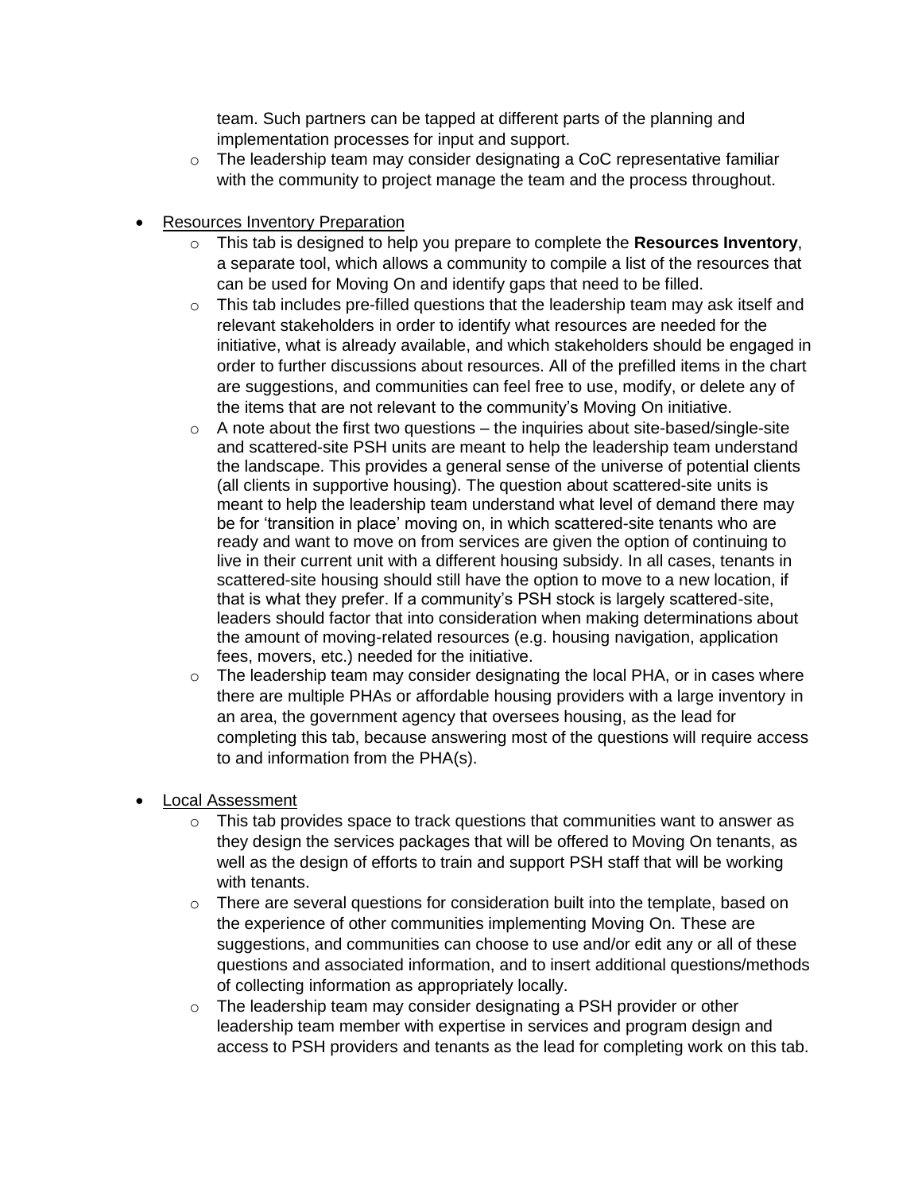team. Such partners can be tapped at different parts of the planning and implementation processes for input and support.
  - The leadership team may consider designating a CoC representative familiar with the community to project manage the team and the process throughout.

- <u>Resources Inventory Preparation</u>
  - This tab is designed to help you prepare to complete the **Resources Inventory**, a separate tool, which allows a community to compile a list of the resources that can be used for Moving On and identify gaps that need to be filled.
  - This tab includes pre-filled questions that the leadership team may ask itself and relevant stakeholders in order to identify what resources are needed for the initiative, what is already available, and which stakeholders should be engaged in order to further discussions about resources. All of the prefilled items in the chart are suggestions, and communities can feel free to use, modify, or delete any of the items that are not relevant to the community's Moving On initiative.
  - A note about the first two questions – the inquiries about site-based/single-site and scattered-site PSH units are meant to help the leadership team understand the landscape. This provides a general sense of the universe of potential clients (all clients in supportive housing). The question about scattered-site units is meant to help the leadership team understand what level of demand there may be for 'transition in place' moving on, in which scattered-site tenants who are ready and want to move on from services are given the option of continuing to live in their current unit with a different housing subsidy. In all cases, tenants in scattered-site housing should still have the option to move to a new location, if that is what they prefer. If a community's PSH stock is largely scattered-site, leaders should factor that into consideration when making determinations about the amount of moving-related resources (e.g. housing navigation, application fees, movers, etc.) needed for the initiative.
  - The leadership team may consider designating the local PHA, or in cases where there are multiple PHAs or affordable housing providers with a large inventory in an area, the government agency that oversees housing, as the lead for completing this tab, because answering most of the questions will require access to and information from the PHA(s).

- <u>Local Assessment</u>
  - This tab provides space to track questions that communities want to answer as they design the services packages that will be offered to Moving On tenants, as well as the design of efforts to train and support PSH staff that will be working with tenants.
  - There are several questions for consideration built into the template, based on the experience of other communities implementing Moving On. These are suggestions, and communities can choose to use and/or edit any or all of these questions and associated information, and to insert additional questions/methods of collecting information as appropriately locally.
  - The leadership team may consider designating a PSH provider or other leadership team member with expertise in services and program design and access to PSH providers and tenants as the lead for completing work on this tab.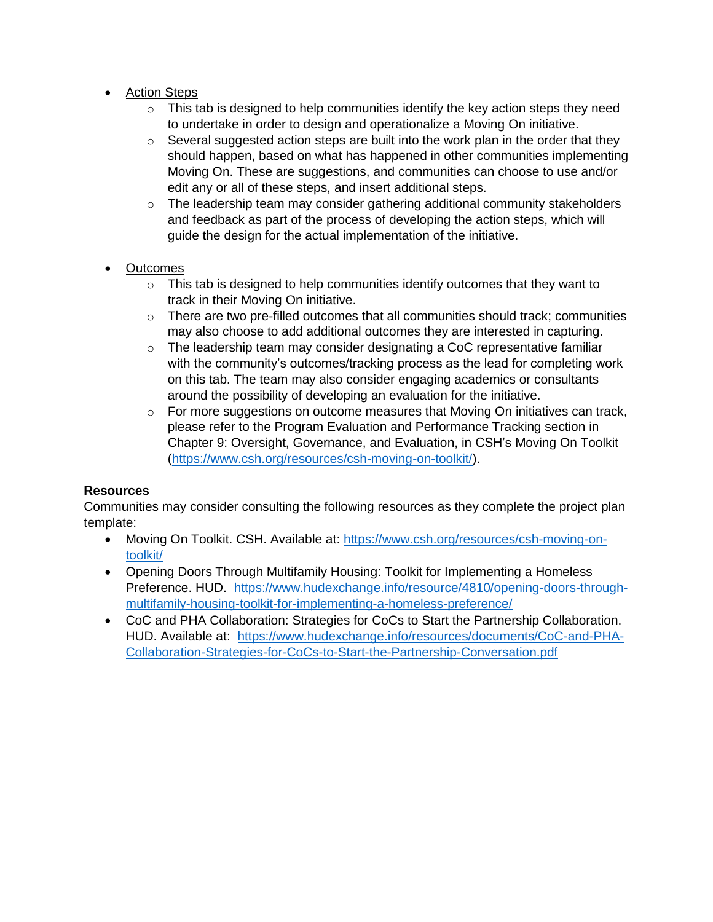- Action Steps
  - This tab is designed to help communities identify the key action steps they need to undertake in order to design and operationalize a Moving On initiative.
  - Several suggested action steps are built into the work plan in the order that they should happen, based on what has happened in other communities implementing Moving On. These are suggestions, and communities can choose to use and/or edit any or all of these steps, and insert additional steps.
  - The leadership team may consider gathering additional community stakeholders and feedback as part of the process of developing the action steps, which will guide the design for the actual implementation of the initiative.

- Outcomes
  - This tab is designed to help communities identify outcomes that they want to track in their Moving On initiative.
  - There are two pre-filled outcomes that all communities should track; communities may also choose to add additional outcomes they are interested in capturing.
  - The leadership team may consider designating a CoC representative familiar with the community's outcomes/tracking process as the lead for completing work on this tab. The team may also consider engaging academics or consultants around the possibility of developing an evaluation for the initiative.
  - For more suggestions on outcome measures that Moving On initiatives can track, please refer to the Program Evaluation and Performance Tracking section in Chapter 9: Oversight, Governance, and Evaluation, in CSH's Moving On Toolkit (https://www.csh.org/resources/csh-moving-on-toolkit/).

**Resources**

Communities may consider consulting the following resources as they complete the project plan template:

- Moving On Toolkit. CSH. Available at: https://www.csh.org/resources/csh-moving-on-toolkit/
- Opening Doors Through Multifamily Housing: Toolkit for Implementing a Homeless Preference. HUD. https://www.hudexchange.info/resource/4810/opening-doors-through-multifamily-housing-toolkit-for-implementing-a-homeless-preference/
- CoC and PHA Collaboration: Strategies for CoCs to Start the Partnership Collaboration. HUD. Available at: https://www.hudexchange.info/resources/documents/CoC-and-PHA-Collaboration-Strategies-for-CoCs-to-Start-the-Partnership-Conversation.pdf